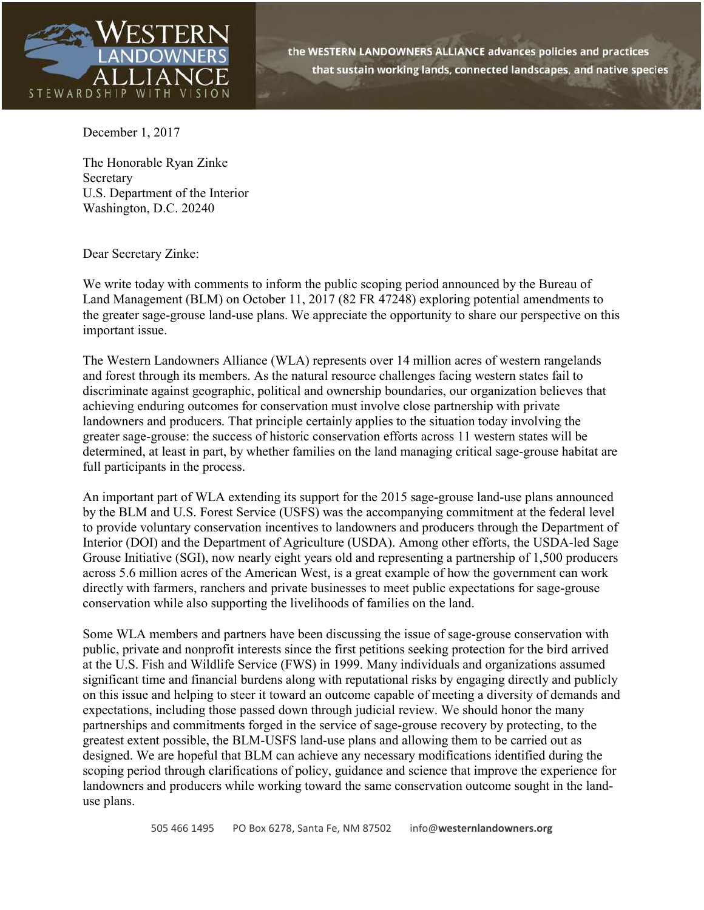WESTERN LANDOWNERS ALLIANCE
STEWARDSHIP WITH VISION

**the WESTERN LANDOWNERS ALLIANCE advances policies and practices that sustain working lands, connected landscapes, and native species**

December 1, 2017

The Honorable Ryan Zinke
Secretary
U.S. Department of the Interior
Washington, D.C. 20240

Dear Secretary Zinke:

We write today with comments to inform the public scoping period announced by the Bureau of Land Management (BLM) on October 11, 2017 (82 FR 47248) exploring potential amendments to the greater sage-grouse land-use plans. We appreciate the opportunity to share our perspective on this important issue.

The Western Landowners Alliance (WLA) represents over 14 million acres of western rangelands and forest through its members. As the natural resource challenges facing western states fail to discriminate against geographic, political and ownership boundaries, our organization believes that achieving enduring outcomes for conservation must involve close partnership with private landowners and producers. That principle certainly applies to the situation today involving the greater sage-grouse: the success of historic conservation efforts across 11 western states will be determined, at least in part, by whether families on the land managing critical sage-grouse habitat are full participants in the process.

An important part of WLA extending its support for the 2015 sage-grouse land-use plans announced by the BLM and U.S. Forest Service (USFS) was the accompanying commitment at the federal level to provide voluntary conservation incentives to landowners and producers through the Department of Interior (DOI) and the Department of Agriculture (USDA). Among other efforts, the USDA-led Sage Grouse Initiative (SGI), now nearly eight years old and representing a partnership of 1,500 producers across 5.6 million acres of the American West, is a great example of how the government can work directly with farmers, ranchers and private businesses to meet public expectations for sage-grouse conservation while also supporting the livelihoods of families on the land.

Some WLA members and partners have been discussing the issue of sage-grouse conservation with public, private and nonprofit interests since the first petitions seeking protection for the bird arrived at the U.S. Fish and Wildlife Service (FWS) in 1999. Many individuals and organizations assumed significant time and financial burdens along with reputational risks by engaging directly and publicly on this issue and helping to steer it toward an outcome capable of meeting a diversity of demands and expectations, including those passed down through judicial review. We should honor the many partnerships and commitments forged in the service of sage-grouse recovery by protecting, to the greatest extent possible, the BLM-USFS land-use plans and allowing them to be carried out as designed. We are hopeful that BLM can achieve any necessary modifications identified during the scoping period through clarifications of policy, guidance and science that improve the experience for landowners and producers while working toward the same conservation outcome sought in the land-use plans.

505 466 1495 PO Box 6278, Santa Fe, NM 87502 info@westernlandowners.org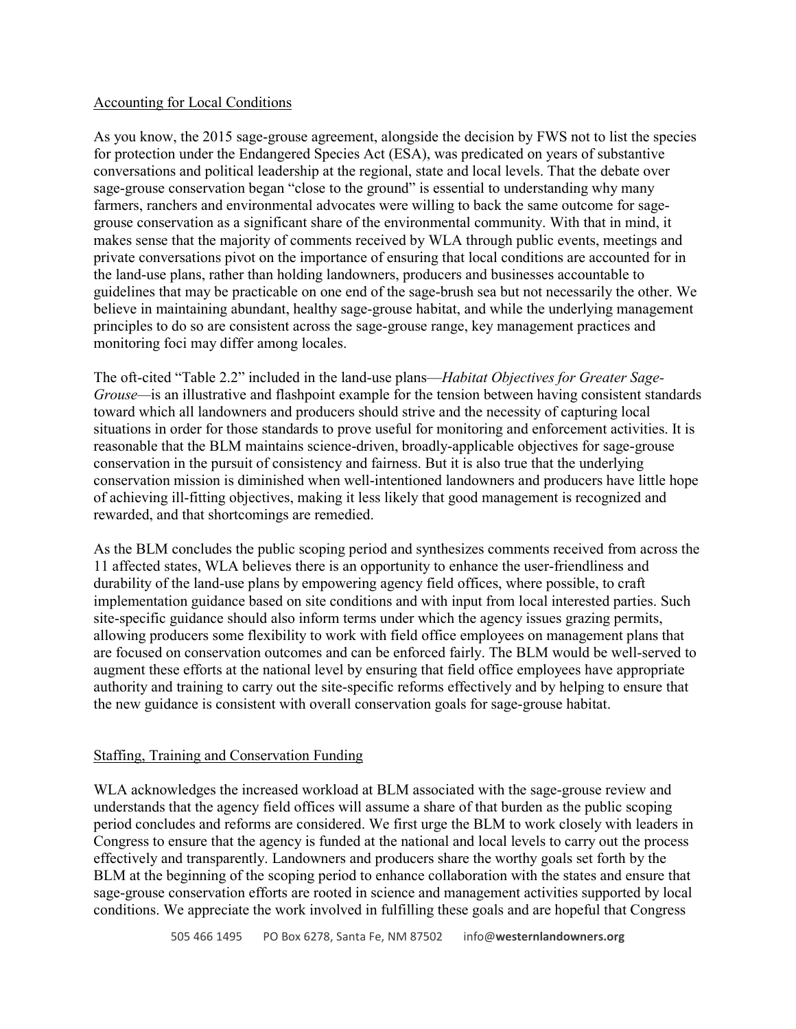## Accounting for Local Conditions

As you know, the 2015 sage-grouse agreement, alongside the decision by FWS not to list the species for protection under the Endangered Species Act (ESA), was predicated on years of substantive conversations and political leadership at the regional, state and local levels. That the debate over sage-grouse conservation began "close to the ground" is essential to understanding why many farmers, ranchers and environmental advocates were willing to back the same outcome for sage-grouse conservation as a significant share of the environmental community. With that in mind, it makes sense that the majority of comments received by WLA through public events, meetings and private conversations pivot on the importance of ensuring that local conditions are accounted for in the land-use plans, rather than holding landowners, producers and businesses accountable to guidelines that may be practicable on one end of the sage-brush sea but not necessarily the other. We believe in maintaining abundant, healthy sage-grouse habitat, and while the underlying management principles to do so are consistent across the sage-grouse range, key management practices and monitoring foci may differ among locales.

The oft-cited "Table 2.2" included in the land-use plans—*Habitat Objectives for Greater Sage-Grouse*—is an illustrative and flashpoint example for the tension between having consistent standards toward which all landowners and producers should strive and the necessity of capturing local situations in order for those standards to prove useful for monitoring and enforcement activities. It is reasonable that the BLM maintains science-driven, broadly-applicable objectives for sage-grouse conservation in the pursuit of consistency and fairness. But it is also true that the underlying conservation mission is diminished when well-intentioned landowners and producers have little hope of achieving ill-fitting objectives, making it less likely that good management is recognized and rewarded, and that shortcomings are remedied.

As the BLM concludes the public scoping period and synthesizes comments received from across the 11 affected states, WLA believes there is an opportunity to enhance the user-friendliness and durability of the land-use plans by empowering agency field offices, where possible, to craft implementation guidance based on site conditions and with input from local interested parties. Such site-specific guidance should also inform terms under which the agency issues grazing permits, allowing producers some flexibility to work with field office employees on management plans that are focused on conservation outcomes and can be enforced fairly. The BLM would be well-served to augment these efforts at the national level by ensuring that field office employees have appropriate authority and training to carry out the site-specific reforms effectively and by helping to ensure that the new guidance is consistent with overall conservation goals for sage-grouse habitat.

## Staffing, Training and Conservation Funding

WLA acknowledges the increased workload at BLM associated with the sage-grouse review and understands that the agency field offices will assume a share of that burden as the public scoping period concludes and reforms are considered. We first urge the BLM to work closely with leaders in Congress to ensure that the agency is funded at the national and local levels to carry out the process effectively and transparently. Landowners and producers share the worthy goals set forth by the BLM at the beginning of the scoping period to enhance collaboration with the states and ensure that sage-grouse conservation efforts are rooted in science and management activities supported by local conditions. We appreciate the work involved in fulfilling these goals and are hopeful that Congress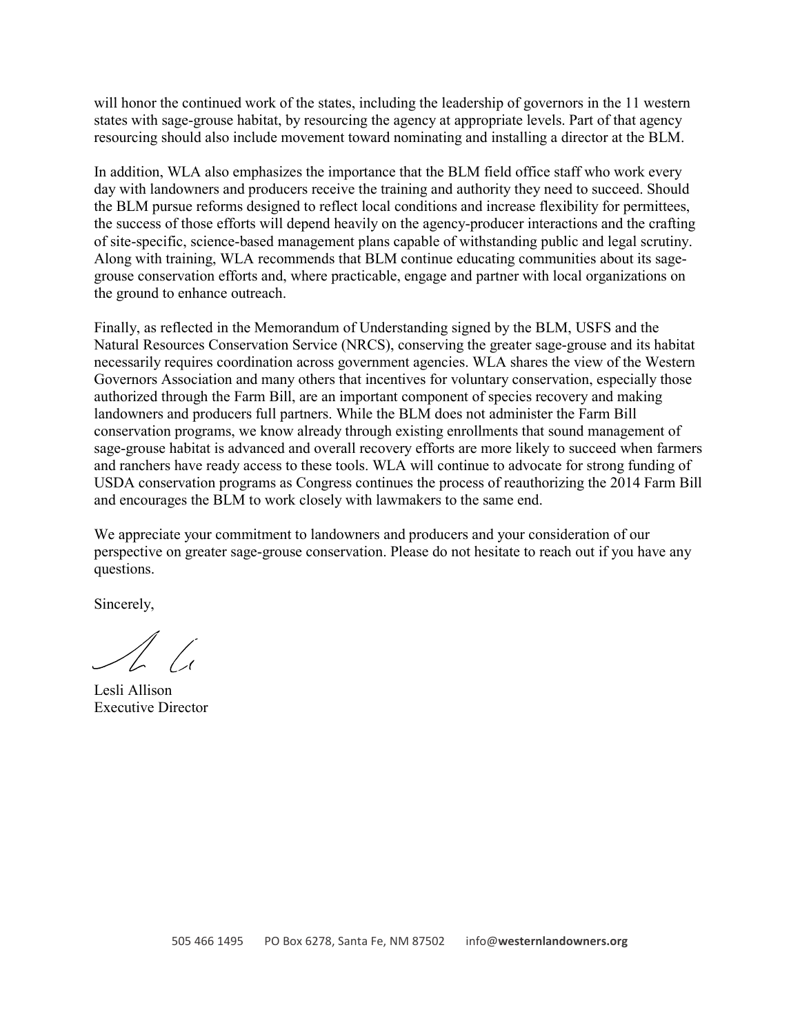will honor the continued work of the states, including the leadership of governors in the 11 western states with sage-grouse habitat, by resourcing the agency at appropriate levels. Part of that agency resourcing should also include movement toward nominating and installing a director at the BLM.

In addition, WLA also emphasizes the importance that the BLM field office staff who work every day with landowners and producers receive the training and authority they need to succeed. Should the BLM pursue reforms designed to reflect local conditions and increase flexibility for permittees, the success of those efforts will depend heavily on the agency-producer interactions and the crafting of site-specific, science-based management plans capable of withstanding public and legal scrutiny. Along with training, WLA recommends that BLM continue educating communities about its sage-grouse conservation efforts and, where practicable, engage and partner with local organizations on the ground to enhance outreach.

Finally, as reflected in the Memorandum of Understanding signed by the BLM, USFS and the Natural Resources Conservation Service (NRCS), conserving the greater sage-grouse and its habitat necessarily requires coordination across government agencies. WLA shares the view of the Western Governors Association and many others that incentives for voluntary conservation, especially those authorized through the Farm Bill, are an important component of species recovery and making landowners and producers full partners. While the BLM does not administer the Farm Bill conservation programs, we know already through existing enrollments that sound management of sage-grouse habitat is advanced and overall recovery efforts are more likely to succeed when farmers and ranchers have ready access to these tools. WLA will continue to advocate for strong funding of USDA conservation programs as Congress continues the process of reauthorizing the 2014 Farm Bill and encourages the BLM to work closely with lawmakers to the same end.

We appreciate your commitment to landowners and producers and your consideration of our perspective on greater sage-grouse conservation. Please do not hesitate to reach out if you have any questions.

Sincerely,

Lesli Allison
Executive Director

505 466 1495 PO Box 6278, Santa Fe, NM 87502 info@**westernlandowners.org**